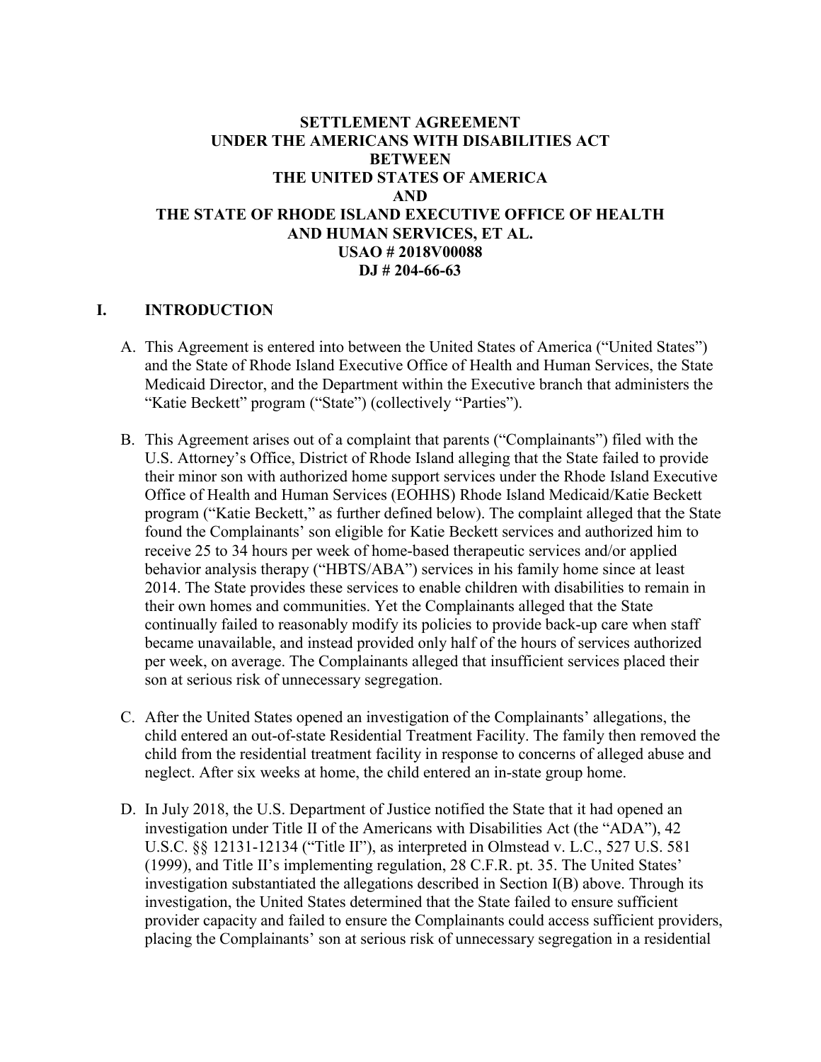# SETTLEMENT AGREEMENT UNDER THE AMERICANS WITH DISABILITIES ACT BETWEEN THE UNITED STATES OF AMERICA AND THE STATE OF RHODE ISLAND EXECUTIVE OFFICE OF HEALTH AND HUMAN SERVICES, ET AL.

**USAO # 2018V00088**
**DJ # 204-66-63**

## I. INTRODUCTION

A. This Agreement is entered into between the United States of America ("United States") and the State of Rhode Island Executive Office of Health and Human Services, the State Medicaid Director, and the Department within the Executive branch that administers the "Katie Beckett" program ("State") (collectively "Parties").

B. This Agreement arises out of a complaint that parents ("Complainants") filed with the U.S. Attorney's Office, District of Rhode Island alleging that the State failed to provide their minor son with authorized home support services under the Rhode Island Executive Office of Health and Human Services (EOHHS) Rhode Island Medicaid/Katie Beckett program ("Katie Beckett," as further defined below). The complaint alleged that the State found the Complainants' son eligible for Katie Beckett services and authorized him to receive 25 to 34 hours per week of home-based therapeutic services and/or applied behavior analysis therapy ("HBTS/ABA") services in his family home since at least 2014. The State provides these services to enable children with disabilities to remain in their own homes and communities. Yet the Complainants alleged that the State continually failed to reasonably modify its policies to provide back-up care when staff became unavailable, and instead provided only half of the hours of services authorized per week, on average. The Complainants alleged that insufficient services placed their son at serious risk of unnecessary segregation.

C. After the United States opened an investigation of the Complainants' allegations, the child entered an out-of-state Residential Treatment Facility. The family then removed the child from the residential treatment facility in response to concerns of alleged abuse and neglect. After six weeks at home, the child entered an in-state group home.

D. In July 2018, the U.S. Department of Justice notified the State that it had opened an investigation under Title II of the Americans with Disabilities Act (the "ADA"), 42 U.S.C. §§ 12131-12134 ("Title II"), as interpreted in Olmstead v. L.C., 527 U.S. 581 (1999), and Title II's implementing regulation, 28 C.F.R. pt. 35. The United States' investigation substantiated the allegations described in Section I(B) above. Through its investigation, the United States determined that the State failed to ensure sufficient provider capacity and failed to ensure the Complainants could access sufficient providers, placing the Complainants' son at serious risk of unnecessary segregation in a residential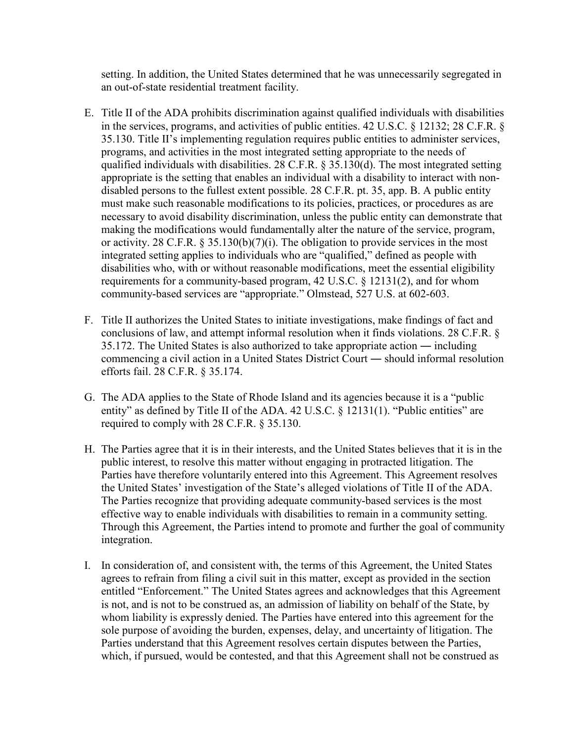setting. In addition, the United States determined that he was unnecessarily segregated in an out-of-state residential treatment facility.

E. Title II of the ADA prohibits discrimination against qualified individuals with disabilities in the services, programs, and activities of public entities. 42 U.S.C. § 12132; 28 C.F.R. § 35.130. Title II's implementing regulation requires public entities to administer services, programs, and activities in the most integrated setting appropriate to the needs of qualified individuals with disabilities. 28 C.F.R. § 35.130(d). The most integrated setting appropriate is the setting that enables an individual with a disability to interact with non-disabled persons to the fullest extent possible. 28 C.F.R. pt. 35, app. B. A public entity must make such reasonable modifications to its policies, practices, or procedures as are necessary to avoid disability discrimination, unless the public entity can demonstrate that making the modifications would fundamentally alter the nature of the service, program, or activity. 28 C.F.R. § 35.130(b)(7)(i). The obligation to provide services in the most integrated setting applies to individuals who are "qualified," defined as people with disabilities who, with or without reasonable modifications, meet the essential eligibility requirements for a community-based program, 42 U.S.C. § 12131(2), and for whom community-based services are "appropriate." Olmstead, 527 U.S. at 602-603.

F. Title II authorizes the United States to initiate investigations, make findings of fact and conclusions of law, and attempt informal resolution when it finds violations. 28 C.F.R. § 35.172. The United States is also authorized to take appropriate action ― including commencing a civil action in a United States District Court ― should informal resolution efforts fail. 28 C.F.R. § 35.174.

G. The ADA applies to the State of Rhode Island and its agencies because it is a "public entity" as defined by Title II of the ADA. 42 U.S.C. § 12131(1). "Public entities" are required to comply with 28 C.F.R. § 35.130.

H. The Parties agree that it is in their interests, and the United States believes that it is in the public interest, to resolve this matter without engaging in protracted litigation. The Parties have therefore voluntarily entered into this Agreement. This Agreement resolves the United States' investigation of the State's alleged violations of Title II of the ADA. The Parties recognize that providing adequate community-based services is the most effective way to enable individuals with disabilities to remain in a community setting. Through this Agreement, the Parties intend to promote and further the goal of community integration.

I. In consideration of, and consistent with, the terms of this Agreement, the United States agrees to refrain from filing a civil suit in this matter, except as provided in the section entitled "Enforcement." The United States agrees and acknowledges that this Agreement is not, and is not to be construed as, an admission of liability on behalf of the State, by whom liability is expressly denied. The Parties have entered into this agreement for the sole purpose of avoiding the burden, expenses, delay, and uncertainty of litigation. The Parties understand that this Agreement resolves certain disputes between the Parties, which, if pursued, would be contested, and that this Agreement shall not be construed as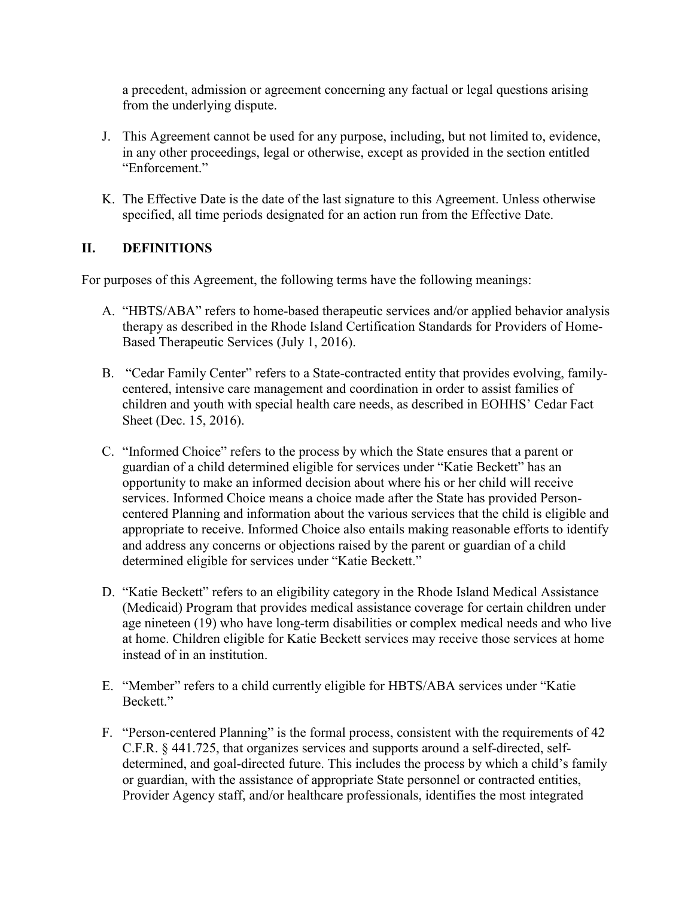a precedent, admission or agreement concerning any factual or legal questions arising from the underlying dispute.

J. This Agreement cannot be used for any purpose, including, but not limited to, evidence, in any other proceedings, legal or otherwise, except as provided in the section entitled "Enforcement."

K. The Effective Date is the date of the last signature to this Agreement. Unless otherwise specified, all time periods designated for an action run from the Effective Date.

## II. DEFINITIONS

For purposes of this Agreement, the following terms have the following meanings:

A. "HBTS/ABA" refers to home-based therapeutic services and/or applied behavior analysis therapy as described in the Rhode Island Certification Standards for Providers of Home-Based Therapeutic Services (July 1, 2016).

B. "Cedar Family Center" refers to a State-contracted entity that provides evolving, family-centered, intensive care management and coordination in order to assist families of children and youth with special health care needs, as described in EOHHS' Cedar Fact Sheet (Dec. 15, 2016).

C. "Informed Choice" refers to the process by which the State ensures that a parent or guardian of a child determined eligible for services under "Katie Beckett" has an opportunity to make an informed decision about where his or her child will receive services. Informed Choice means a choice made after the State has provided Person-centered Planning and information about the various services that the child is eligible and appropriate to receive. Informed Choice also entails making reasonable efforts to identify and address any concerns or objections raised by the parent or guardian of a child determined eligible for services under "Katie Beckett."

D. "Katie Beckett" refers to an eligibility category in the Rhode Island Medical Assistance (Medicaid) Program that provides medical assistance coverage for certain children under age nineteen (19) who have long-term disabilities or complex medical needs and who live at home. Children eligible for Katie Beckett services may receive those services at home instead of in an institution.

E. "Member" refers to a child currently eligible for HBTS/ABA services under "Katie Beckett."

F. "Person-centered Planning" is the formal process, consistent with the requirements of 42 C.F.R. § 441.725, that organizes services and supports around a self-directed, self-determined, and goal-directed future. This includes the process by which a child's family or guardian, with the assistance of appropriate State personnel or contracted entities, Provider Agency staff, and/or healthcare professionals, identifies the most integrated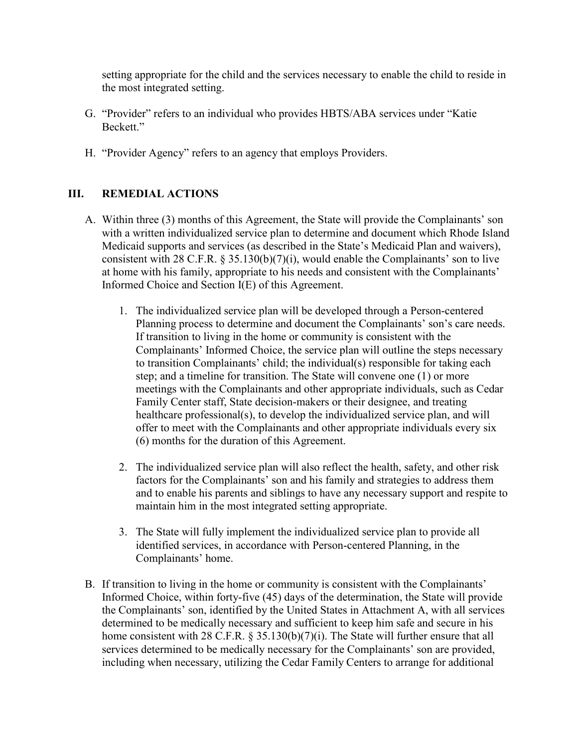setting appropriate for the child and the services necessary to enable the child to reside in the most integrated setting.

G. "Provider" refers to an individual who provides HBTS/ABA services under "Katie Beckett."

H. "Provider Agency" refers to an agency that employs Providers.

## III. REMEDIAL ACTIONS

A. Within three (3) months of this Agreement, the State will provide the Complainants' son with a written individualized service plan to determine and document which Rhode Island Medicaid supports and services (as described in the State's Medicaid Plan and waivers), consistent with 28 C.F.R. § 35.130(b)(7)(i), would enable the Complainants' son to live at home with his family, appropriate to his needs and consistent with the Complainants' Informed Choice and Section I(E) of this Agreement.

   1. The individualized service plan will be developed through a Person-centered Planning process to determine and document the Complainants' son's care needs. If transition to living in the home or community is consistent with the Complainants' Informed Choice, the service plan will outline the steps necessary to transition Complainants' child; the individual(s) responsible for taking each step; and a timeline for transition. The State will convene one (1) or more meetings with the Complainants and other appropriate individuals, such as Cedar Family Center staff, State decision-makers or their designee, and treating healthcare professional(s), to develop the individualized service plan, and will offer to meet with the Complainants and other appropriate individuals every six (6) months for the duration of this Agreement.

   2. The individualized service plan will also reflect the health, safety, and other risk factors for the Complainants' son and his family and strategies to address them and to enable his parents and siblings to have any necessary support and respite to maintain him in the most integrated setting appropriate.

   3. The State will fully implement the individualized service plan to provide all identified services, in accordance with Person-centered Planning, in the Complainants' home.

B. If transition to living in the home or community is consistent with the Complainants' Informed Choice, within forty-five (45) days of the determination, the State will provide the Complainants' son, identified by the United States in Attachment A, with all services determined to be medically necessary and sufficient to keep him safe and secure in his home consistent with 28 C.F.R. § 35.130(b)(7)(i). The State will further ensure that all services determined to be medically necessary for the Complainants' son are provided, including when necessary, utilizing the Cedar Family Centers to arrange for additional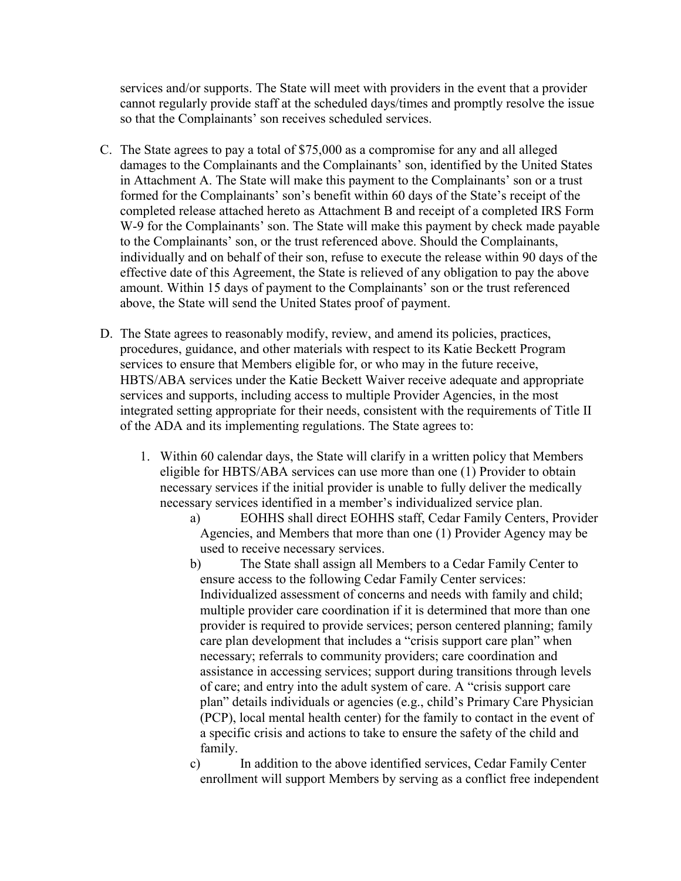services and/or supports. The State will meet with providers in the event that a provider cannot regularly provide staff at the scheduled days/times and promptly resolve the issue so that the Complainants' son receives scheduled services.

C. The State agrees to pay a total of $75,000 as a compromise for any and all alleged damages to the Complainants and the Complainants' son, identified by the United States in Attachment A. The State will make this payment to the Complainants' son or a trust formed for the Complainants' son's benefit within 60 days of the State's receipt of the completed release attached hereto as Attachment B and receipt of a completed IRS Form W-9 for the Complainants' son. The State will make this payment by check made payable to the Complainants' son, or the trust referenced above. Should the Complainants, individually and on behalf of their son, refuse to execute the release within 90 days of the effective date of this Agreement, the State is relieved of any obligation to pay the above amount. Within 15 days of payment to the Complainants' son or the trust referenced above, the State will send the United States proof of payment.

D. The State agrees to reasonably modify, review, and amend its policies, practices, procedures, guidance, and other materials with respect to its Katie Beckett Program services to ensure that Members eligible for, or who may in the future receive, HBTS/ABA services under the Katie Beckett Waiver receive adequate and appropriate services and supports, including access to multiple Provider Agencies, in the most integrated setting appropriate for their needs, consistent with the requirements of Title II of the ADA and its implementing regulations. The State agrees to:

   1. Within 60 calendar days, the State will clarify in a written policy that Members eligible for HBTS/ABA services can use more than one (1) Provider to obtain necessary services if the initial provider is unable to fully deliver the medically necessary services identified in a member's individualized service plan.

      a) EOHHS shall direct EOHHS staff, Cedar Family Centers, Provider Agencies, and Members that more than one (1) Provider Agency may be used to receive necessary services.

      b) The State shall assign all Members to a Cedar Family Center to ensure access to the following Cedar Family Center services: Individualized assessment of concerns and needs with family and child; multiple provider care coordination if it is determined that more than one provider is required to provide services; person centered planning; family care plan development that includes a "crisis support care plan" when necessary; referrals to community providers; care coordination and assistance in accessing services; support during transitions through levels of care; and entry into the adult system of care. A "crisis support care plan" details individuals or agencies (e.g., child's Primary Care Physician (PCP), local mental health center) for the family to contact in the event of a specific crisis and actions to take to ensure the safety of the child and family.

      c) In addition to the above identified services, Cedar Family Center enrollment will support Members by serving as a conflict free independent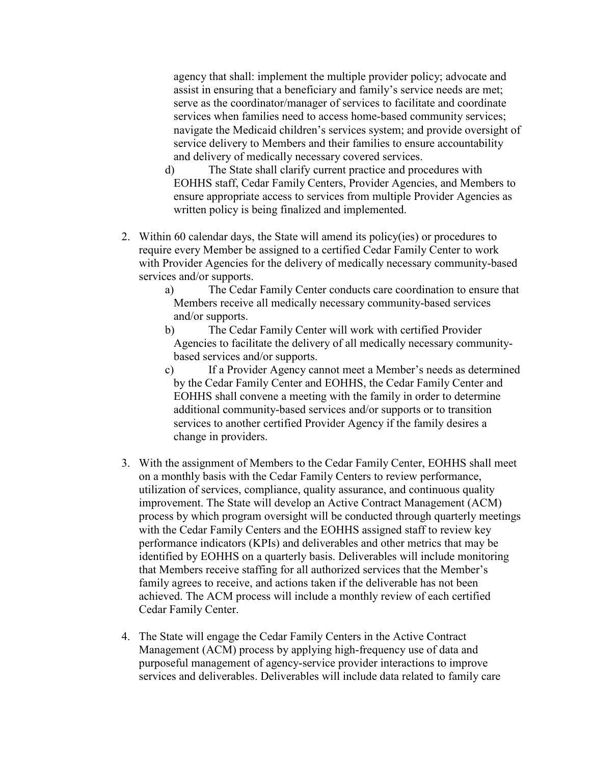agency that shall: implement the multiple provider policy; advocate and assist in ensuring that a beneficiary and family's service needs are met; serve as the coordinator/manager of services to facilitate and coordinate services when families need to access home-based community services; navigate the Medicaid children's services system; and provide oversight of service delivery to Members and their families to ensure accountability and delivery of medically necessary covered services.

d) The State shall clarify current practice and procedures with EOHHS staff, Cedar Family Centers, Provider Agencies, and Members to ensure appropriate access to services from multiple Provider Agencies as written policy is being finalized and implemented.

2. Within 60 calendar days, the State will amend its policy(ies) or procedures to require every Member be assigned to a certified Cedar Family Center to work with Provider Agencies for the delivery of medically necessary community-based services and/or supports.
   a) The Cedar Family Center conducts care coordination to ensure that Members receive all medically necessary community-based services and/or supports.
   b) The Cedar Family Center will work with certified Provider Agencies to facilitate the delivery of all medically necessary community-based services and/or supports.
   c) If a Provider Agency cannot meet a Member's needs as determined by the Cedar Family Center and EOHHS, the Cedar Family Center and EOHHS shall convene a meeting with the family in order to determine additional community-based services and/or supports or to transition services to another certified Provider Agency if the family desires a change in providers.

3. With the assignment of Members to the Cedar Family Center, EOHHS shall meet on a monthly basis with the Cedar Family Centers to review performance, utilization of services, compliance, quality assurance, and continuous quality improvement. The State will develop an Active Contract Management (ACM) process by which program oversight will be conducted through quarterly meetings with the Cedar Family Centers and the EOHHS assigned staff to review key performance indicators (KPIs) and deliverables and other metrics that may be identified by EOHHS on a quarterly basis. Deliverables will include monitoring that Members receive staffing for all authorized services that the Member's family agrees to receive, and actions taken if the deliverable has not been achieved. The ACM process will include a monthly review of each certified Cedar Family Center.

4. The State will engage the Cedar Family Centers in the Active Contract Management (ACM) process by applying high-frequency use of data and purposeful management of agency-service provider interactions to improve services and deliverables. Deliverables will include data related to family care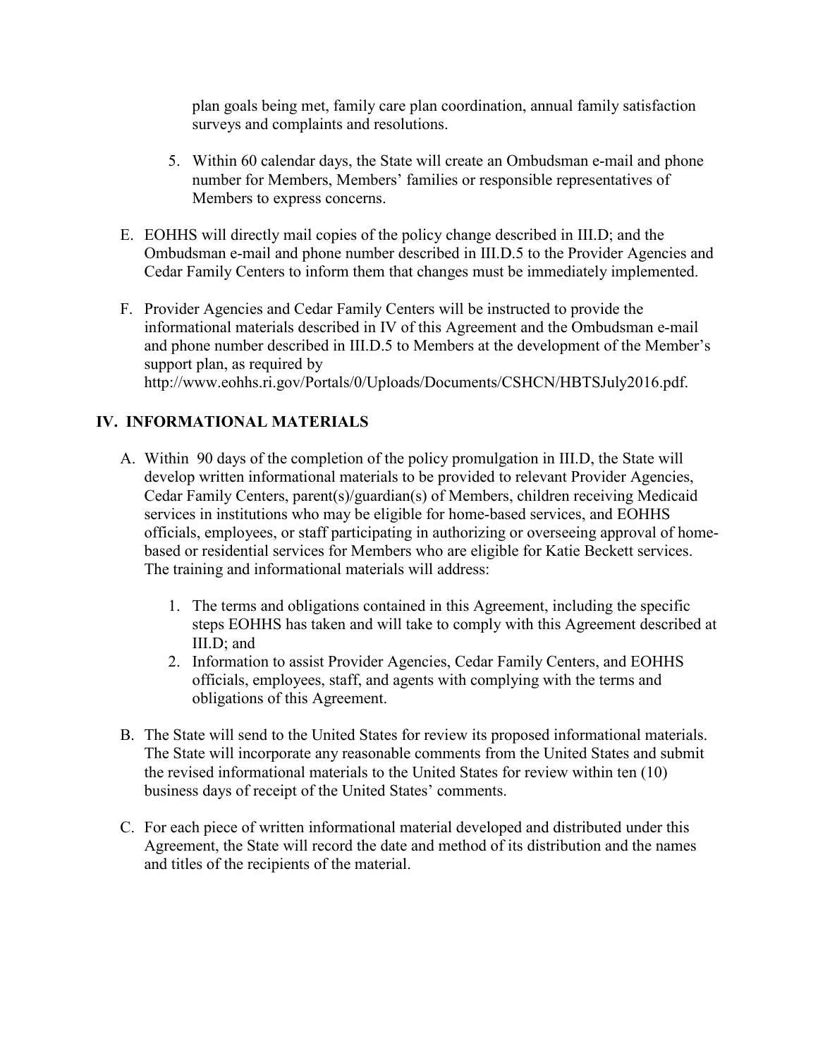plan goals being met, family care plan coordination, annual family satisfaction surveys and complaints and resolutions.

5. Within 60 calendar days, the State will create an Ombudsman e-mail and phone number for Members, Members' families or responsible representatives of Members to express concerns.

E. EOHHS will directly mail copies of the policy change described in III.D; and the Ombudsman e-mail and phone number described in III.D.5 to the Provider Agencies and Cedar Family Centers to inform them that changes must be immediately implemented.

F. Provider Agencies and Cedar Family Centers will be instructed to provide the informational materials described in IV of this Agreement and the Ombudsman e-mail and phone number described in III.D.5 to Members at the development of the Member's support plan, as required by http://www.eohhs.ri.gov/Portals/0/Uploads/Documents/CSHCN/HBTSJuly2016.pdf.

## IV. INFORMATIONAL MATERIALS

A. Within 90 days of the completion of the policy promulgation in III.D, the State will develop written informational materials to be provided to relevant Provider Agencies, Cedar Family Centers, parent(s)/guardian(s) of Members, children receiving Medicaid services in institutions who may be eligible for home-based services, and EOHHS officials, employees, or staff participating in authorizing or overseeing approval of home-based or residential services for Members who are eligible for Katie Beckett services. The training and informational materials will address:

   1. The terms and obligations contained in this Agreement, including the specific steps EOHHS has taken and will take to comply with this Agreement described at III.D; and
   2. Information to assist Provider Agencies, Cedar Family Centers, and EOHHS officials, employees, staff, and agents with complying with the terms and obligations of this Agreement.

B. The State will send to the United States for review its proposed informational materials. The State will incorporate any reasonable comments from the United States and submit the revised informational materials to the United States for review within ten (10) business days of receipt of the United States' comments.

C. For each piece of written informational material developed and distributed under this Agreement, the State will record the date and method of its distribution and the names and titles of the recipients of the material.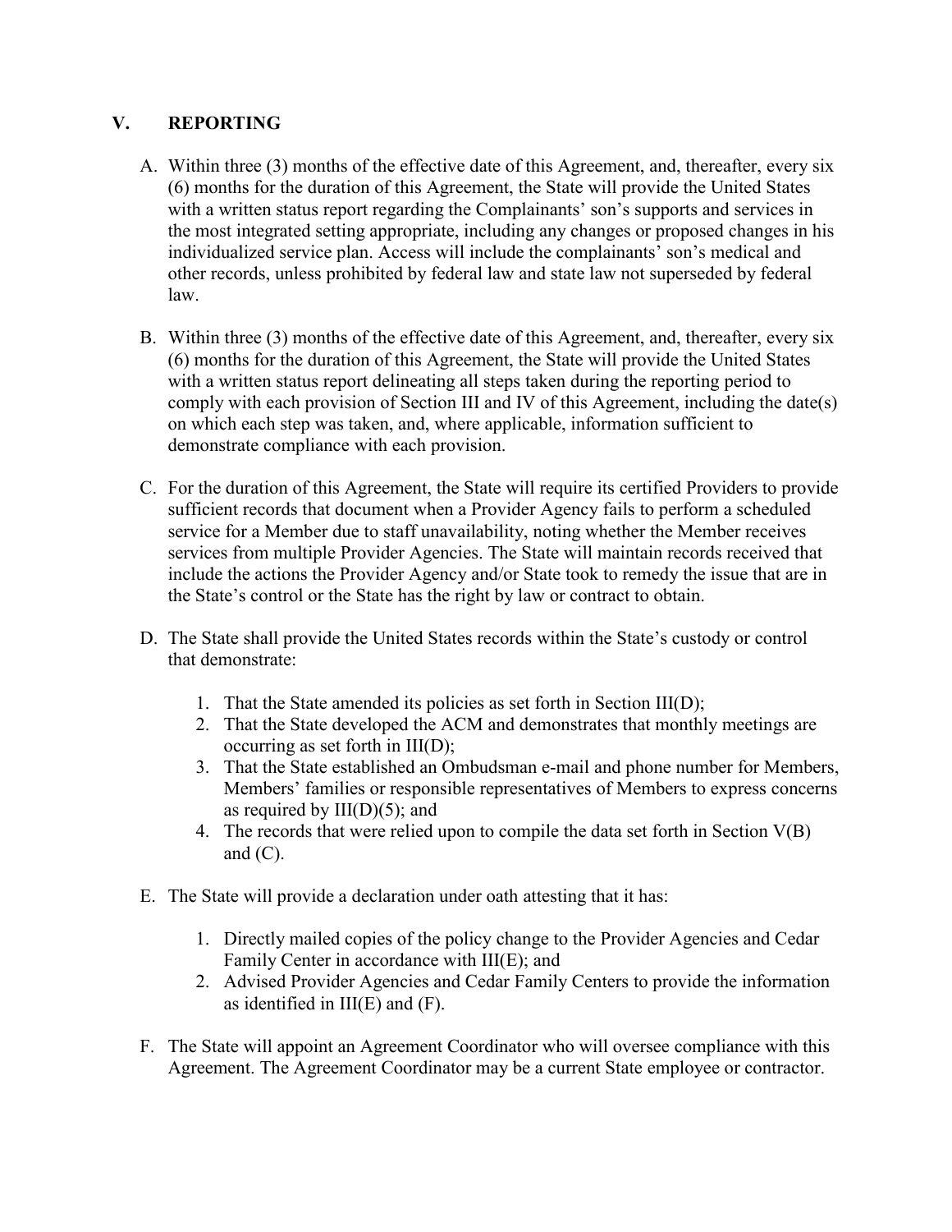## V. REPORTING

A. Within three (3) months of the effective date of this Agreement, and, thereafter, every six (6) months for the duration of this Agreement, the State will provide the United States with a written status report regarding the Complainants' son's supports and services in the most integrated setting appropriate, including any changes or proposed changes in his individualized service plan. Access will include the complainants' son's medical and other records, unless prohibited by federal law and state law not superseded by federal law.

B. Within three (3) months of the effective date of this Agreement, and, thereafter, every six (6) months for the duration of this Agreement, the State will provide the United States with a written status report delineating all steps taken during the reporting period to comply with each provision of Section III and IV of this Agreement, including the date(s) on which each step was taken, and, where applicable, information sufficient to demonstrate compliance with each provision.

C. For the duration of this Agreement, the State will require its certified Providers to provide sufficient records that document when a Provider Agency fails to perform a scheduled service for a Member due to staff unavailability, noting whether the Member receives services from multiple Provider Agencies. The State will maintain records received that include the actions the Provider Agency and/or State took to remedy the issue that are in the State's control or the State has the right by law or contract to obtain.

D. The State shall provide the United States records within the State's custody or control that demonstrate:

   1. That the State amended its policies as set forth in Section III(D);
   2. That the State developed the ACM and demonstrates that monthly meetings are occurring as set forth in III(D);
   3. That the State established an Ombudsman e-mail and phone number for Members, Members' families or responsible representatives of Members to express concerns as required by III(D)(5); and
   4. The records that were relied upon to compile the data set forth in Section V(B) and (C).

E. The State will provide a declaration under oath attesting that it has:

   1. Directly mailed copies of the policy change to the Provider Agencies and Cedar Family Center in accordance with III(E); and
   2. Advised Provider Agencies and Cedar Family Centers to provide the information as identified in III(E) and (F).

F. The State will appoint an Agreement Coordinator who will oversee compliance with this Agreement. The Agreement Coordinator may be a current State employee or contractor.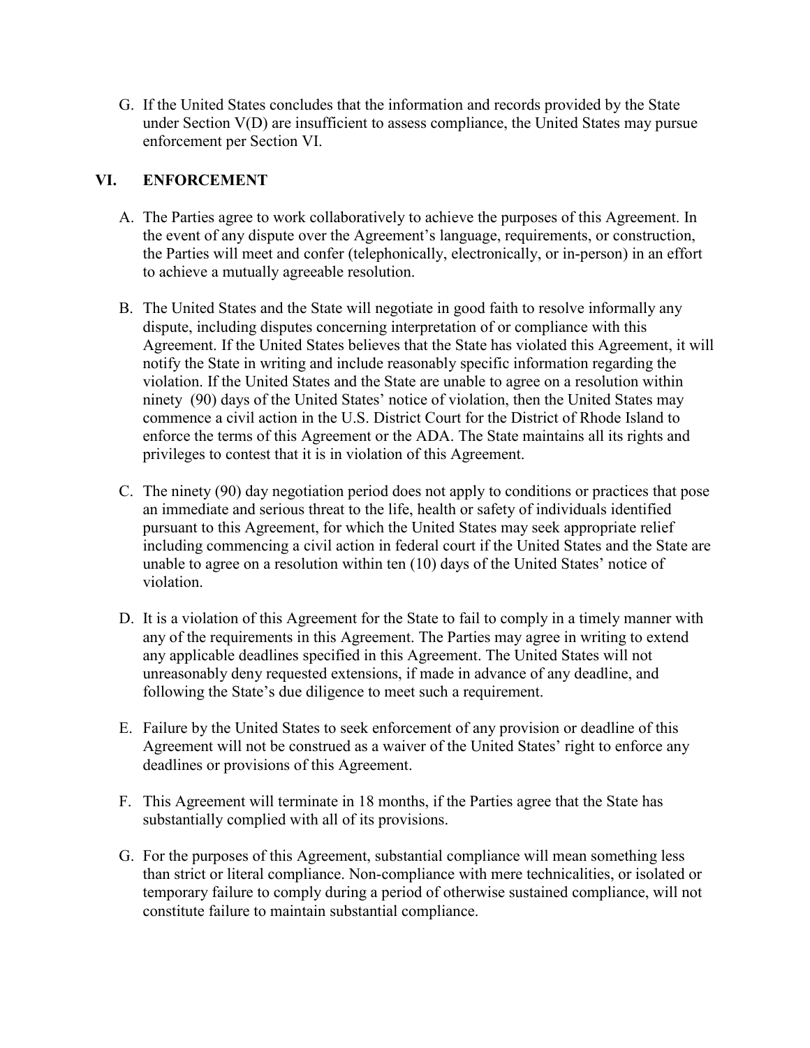G. If the United States concludes that the information and records provided by the State under Section V(D) are insufficient to assess compliance, the United States may pursue enforcement per Section VI.

## VI. ENFORCEMENT

A. The Parties agree to work collaboratively to achieve the purposes of this Agreement. In the event of any dispute over the Agreement's language, requirements, or construction, the Parties will meet and confer (telephonically, electronically, or in-person) in an effort to achieve a mutually agreeable resolution.

B. The United States and the State will negotiate in good faith to resolve informally any dispute, including disputes concerning interpretation of or compliance with this Agreement. If the United States believes that the State has violated this Agreement, it will notify the State in writing and include reasonably specific information regarding the violation. If the United States and the State are unable to agree on a resolution within ninety (90) days of the United States' notice of violation, then the United States may commence a civil action in the U.S. District Court for the District of Rhode Island to enforce the terms of this Agreement or the ADA. The State maintains all its rights and privileges to contest that it is in violation of this Agreement.

C. The ninety (90) day negotiation period does not apply to conditions or practices that pose an immediate and serious threat to the life, health or safety of individuals identified pursuant to this Agreement, for which the United States may seek appropriate relief including commencing a civil action in federal court if the United States and the State are unable to agree on a resolution within ten (10) days of the United States' notice of violation.

D. It is a violation of this Agreement for the State to fail to comply in a timely manner with any of the requirements in this Agreement. The Parties may agree in writing to extend any applicable deadlines specified in this Agreement. The United States will not unreasonably deny requested extensions, if made in advance of any deadline, and following the State's due diligence to meet such a requirement.

E. Failure by the United States to seek enforcement of any provision or deadline of this Agreement will not be construed as a waiver of the United States' right to enforce any deadlines or provisions of this Agreement.

F. This Agreement will terminate in 18 months, if the Parties agree that the State has substantially complied with all of its provisions.

G. For the purposes of this Agreement, substantial compliance will mean something less than strict or literal compliance. Non-compliance with mere technicalities, or isolated or temporary failure to comply during a period of otherwise sustained compliance, will not constitute failure to maintain substantial compliance.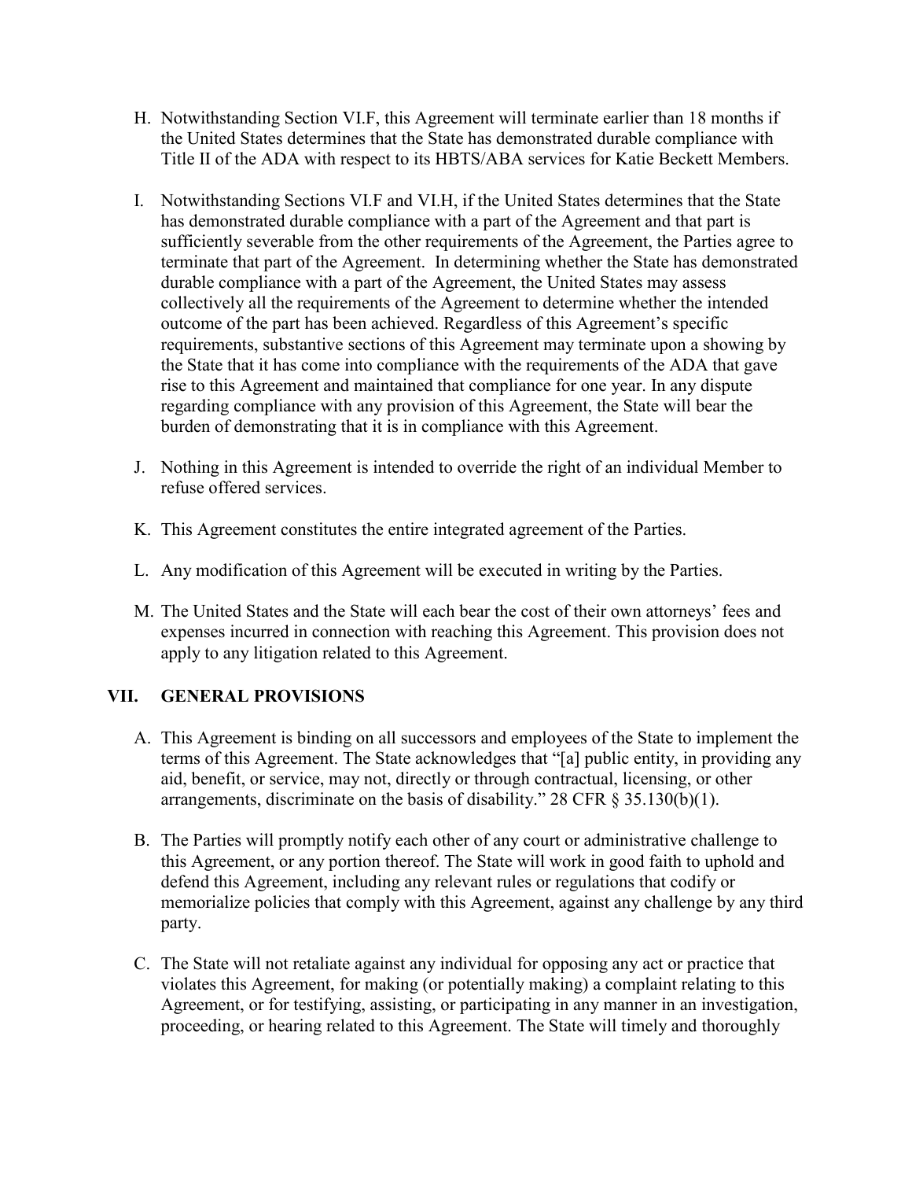H. Notwithstanding Section VI.F, this Agreement will terminate earlier than 18 months if the United States determines that the State has demonstrated durable compliance with Title II of the ADA with respect to its HBTS/ABA services for Katie Beckett Members.

I. Notwithstanding Sections VI.F and VI.H, if the United States determines that the State has demonstrated durable compliance with a part of the Agreement and that part is sufficiently severable from the other requirements of the Agreement, the Parties agree to terminate that part of the Agreement. In determining whether the State has demonstrated durable compliance with a part of the Agreement, the United States may assess collectively all the requirements of the Agreement to determine whether the intended outcome of the part has been achieved. Regardless of this Agreement's specific requirements, substantive sections of this Agreement may terminate upon a showing by the State that it has come into compliance with the requirements of the ADA that gave rise to this Agreement and maintained that compliance for one year. In any dispute regarding compliance with any provision of this Agreement, the State will bear the burden of demonstrating that it is in compliance with this Agreement.

J. Nothing in this Agreement is intended to override the right of an individual Member to refuse offered services.

K. This Agreement constitutes the entire integrated agreement of the Parties.

L. Any modification of this Agreement will be executed in writing by the Parties.

M. The United States and the State will each bear the cost of their own attorneys' fees and expenses incurred in connection with reaching this Agreement. This provision does not apply to any litigation related to this Agreement.

## VII. GENERAL PROVISIONS

A. This Agreement is binding on all successors and employees of the State to implement the terms of this Agreement. The State acknowledges that "[a] public entity, in providing any aid, benefit, or service, may not, directly or through contractual, licensing, or other arrangements, discriminate on the basis of disability." 28 CFR § 35.130(b)(1).

B. The Parties will promptly notify each other of any court or administrative challenge to this Agreement, or any portion thereof. The State will work in good faith to uphold and defend this Agreement, including any relevant rules or regulations that codify or memorialize policies that comply with this Agreement, against any challenge by any third party.

C. The State will not retaliate against any individual for opposing any act or practice that violates this Agreement, for making (or potentially making) a complaint relating to this Agreement, or for testifying, assisting, or participating in any manner in an investigation, proceeding, or hearing related to this Agreement. The State will timely and thoroughly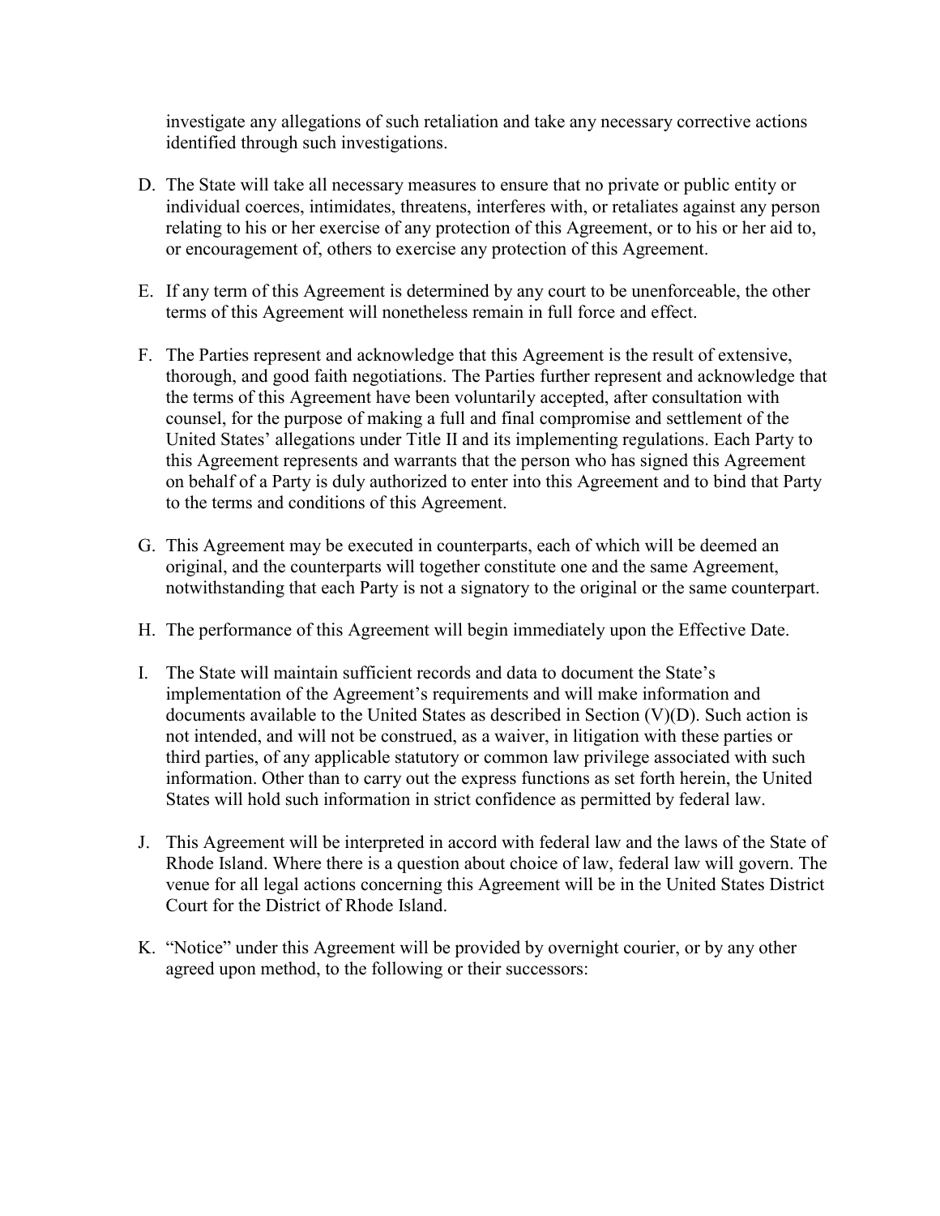investigate any allegations of such retaliation and take any necessary corrective actions identified through such investigations.

D. The State will take all necessary measures to ensure that no private or public entity or individual coerces, intimidates, threatens, interferes with, or retaliates against any person relating to his or her exercise of any protection of this Agreement, or to his or her aid to, or encouragement of, others to exercise any protection of this Agreement.

E. If any term of this Agreement is determined by any court to be unenforceable, the other terms of this Agreement will nonetheless remain in full force and effect.

F. The Parties represent and acknowledge that this Agreement is the result of extensive, thorough, and good faith negotiations. The Parties further represent and acknowledge that the terms of this Agreement have been voluntarily accepted, after consultation with counsel, for the purpose of making a full and final compromise and settlement of the United States' allegations under Title II and its implementing regulations. Each Party to this Agreement represents and warrants that the person who has signed this Agreement on behalf of a Party is duly authorized to enter into this Agreement and to bind that Party to the terms and conditions of this Agreement.

G. This Agreement may be executed in counterparts, each of which will be deemed an original, and the counterparts will together constitute one and the same Agreement, notwithstanding that each Party is not a signatory to the original or the same counterpart.

H. The performance of this Agreement will begin immediately upon the Effective Date.

I. The State will maintain sufficient records and data to document the State's implementation of the Agreement's requirements and will make information and documents available to the United States as described in Section (V)(D). Such action is not intended, and will not be construed, as a waiver, in litigation with these parties or third parties, of any applicable statutory or common law privilege associated with such information. Other than to carry out the express functions as set forth herein, the United States will hold such information in strict confidence as permitted by federal law.

J. This Agreement will be interpreted in accord with federal law and the laws of the State of Rhode Island. Where there is a question about choice of law, federal law will govern. The venue for all legal actions concerning this Agreement will be in the United States District Court for the District of Rhode Island.

K. "Notice" under this Agreement will be provided by overnight courier, or by any other agreed upon method, to the following or their successors: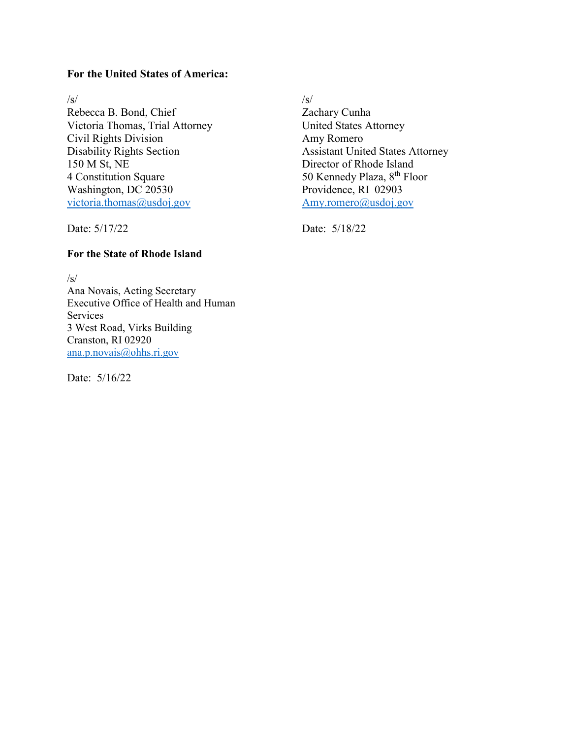**For the United States of America:**

/s/
Rebecca B. Bond, Chief
Victoria Thomas, Trial Attorney
Civil Rights Division
Disability Rights Section
150 M St, NE
4 Constitution Square
Washington, DC 20530
victoria.thomas@usdoj.gov

Date: 5/17/22

/s/
Zachary Cunha
United States Attorney
Amy Romero
Assistant United States Attorney
Director of Rhode Island
50 Kennedy Plaza, 8th Floor
Providence, RI 02903
Amy.romero@usdoj.gov

Date: 5/18/22

**For the State of Rhode Island**

/s/
Ana Novais, Acting Secretary
Executive Office of Health and Human Services
3 West Road, Virks Building
Cranston, RI 02920
ana.p.novais@ohhs.ri.gov

Date: 5/16/22